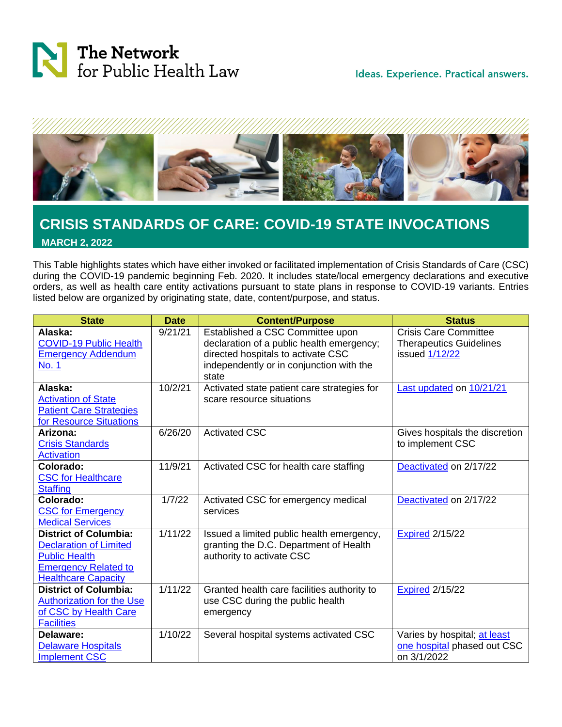The Network for Public Health Law

Ideas. Experience. Practical answers.

# CRISIS STANDARDS OF CARE: COVID-19 STATE INVOCATIONS

**MARCH 2, 2022**

This Table highlights states which have either invoked or facilitated implementation of Crisis Standards of Care (CSC) during the COVID-19 pandemic beginning Feb. 2020. It includes state/local emergency declarations and executive orders, as well as health care entity activations pursuant to state plans in response to COVID-19 variants. Entries listed below are organized by originating state, date, content/purpose, and status.

| State | Date | Content/Purpose | Status |
|---|---|---|---|
| **Alaska:** COVID-19 Public Health Emergency Addendum No. 1 | 9/21/21 | Established a CSC Committee upon declaration of a public health emergency; directed hospitals to activate CSC independently or in conjunction with the state | Crisis Care Committee Therapeutics Guidelines issued 1/12/22 |
| **Alaska:** Activation of State Patient Care Strategies for Resource Situations | 10/2/21 | Activated state patient care strategies for scare resource situations | Last updated on 10/21/21 |
| **Arizona:** Crisis Standards Activation | 6/26/20 | Activated CSC | Gives hospitals the discretion to implement CSC |
| **Colorado:** CSC for Healthcare Staffing | 11/9/21 | Activated CSC for health care staffing | Deactivated on 2/17/22 |
| **Colorado:** CSC for Emergency Medical Services | 1/7/22 | Activated CSC for emergency medical services | Deactivated on 2/17/22 |
| **District of Columbia:** Declaration of Limited Public Health Emergency Related to Healthcare Capacity | 1/11/22 | Issued a limited public health emergency, granting the D.C. Department of Health authority to activate CSC | Expired 2/15/22 |
| **District of Columbia:** Authorization for the Use of CSC by Health Care Facilities | 1/11/22 | Granted health care facilities authority to use CSC during the public health emergency | Expired 2/15/22 |
| **Delaware:** Delaware Hospitals Implement CSC | 1/10/22 | Several hospital systems activated CSC | Varies by hospital; at least one hospital phased out CSC on 3/1/2022 |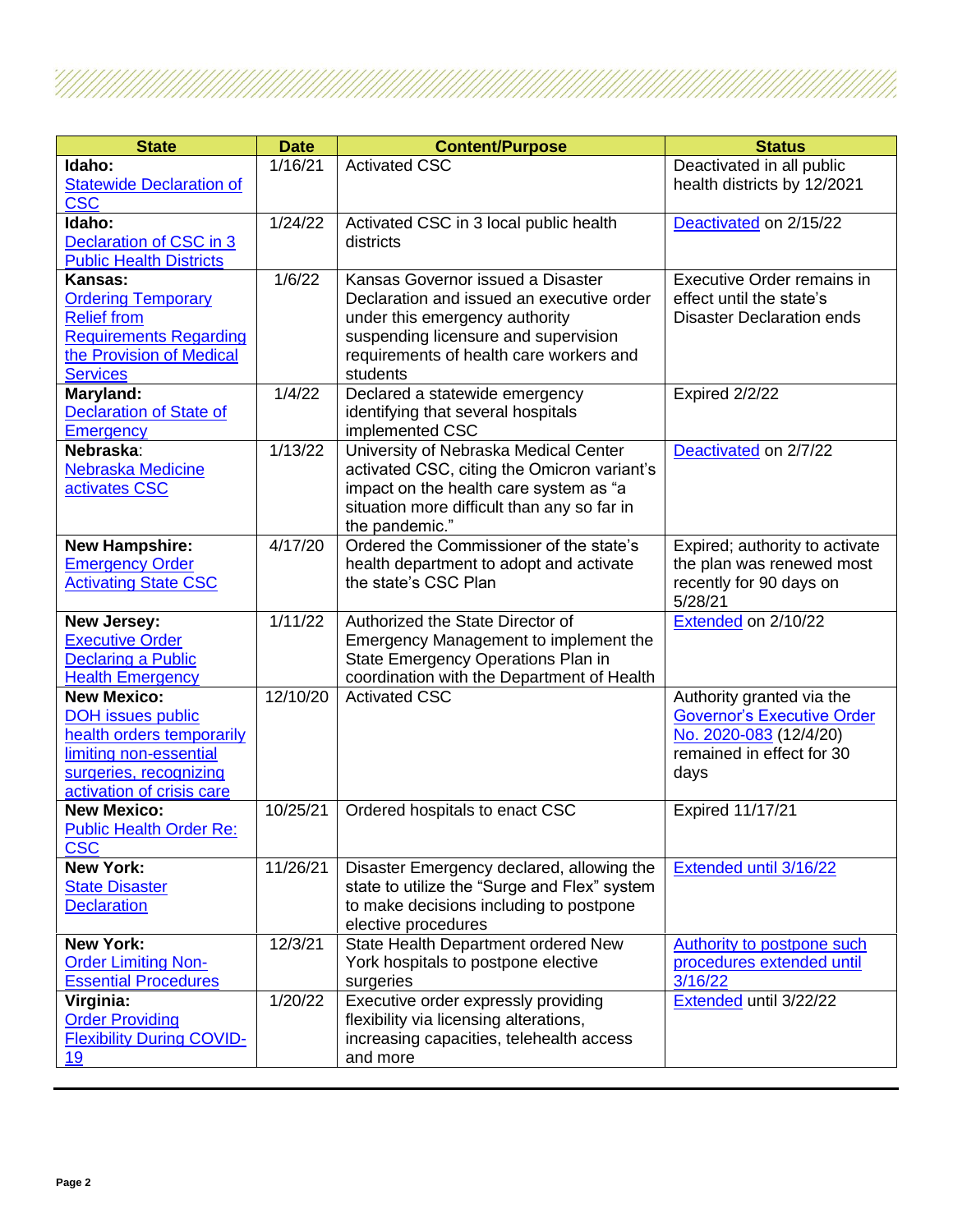| State | Date | Content/Purpose | Status |
|---|---|---|---|
| **Idaho:** Statewide Declaration of CSC | 1/16/21 | Activated CSC | Deactivated in all public health districts by 12/2021 |
| **Idaho:** Declaration of CSC in 3 Public Health Districts | 1/24/22 | Activated CSC in 3 local public health districts | Deactivated on 2/15/22 |
| **Kansas:** Ordering Temporary Relief from Requirements Regarding the Provision of Medical Services | 1/6/22 | Kansas Governor issued a Disaster Declaration and issued an executive order under this emergency authority suspending licensure and supervision requirements of health care workers and students | Executive Order remains in effect until the state's Disaster Declaration ends |
| **Maryland:** Declaration of State of Emergency | 1/4/22 | Declared a statewide emergency identifying that several hospitals implemented CSC | Expired 2/2/22 |
| **Nebraska**: Nebraska Medicine activates CSC | 1/13/22 | University of Nebraska Medical Center activated CSC, citing the Omicron variant's impact on the health care system as "a situation more difficult than any so far in the pandemic." | Deactivated on 2/7/22 |
| **New Hampshire:** Emergency Order Activating State CSC | 4/17/20 | Ordered the Commissioner of the state's health department to adopt and activate the state's CSC Plan | Expired; authority to activate the plan was renewed most recently for 90 days on 5/28/21 |
| **New Jersey:** Executive Order Declaring a Public Health Emergency | 1/11/22 | Authorized the State Director of Emergency Management to implement the State Emergency Operations Plan in coordination with the Department of Health | Extended on 2/10/22 |
| **New Mexico:** DOH issues public health orders temporarily limiting non-essential surgeries, recognizing activation of crisis care | 12/10/20 | Activated CSC | Authority granted via the Governor's Executive Order No. 2020-083 (12/4/20) remained in effect for 30 days |
| **New Mexico:** Public Health Order Re: CSC | 10/25/21 | Ordered hospitals to enact CSC | Expired 11/17/21 |
| **New York:** State Disaster Declaration | 11/26/21 | Disaster Emergency declared, allowing the state to utilize the "Surge and Flex" system to make decisions including to postpone elective procedures | Extended until 3/16/22 |
| **New York:** Order Limiting Non-Essential Procedures | 12/3/21 | State Health Department ordered New York hospitals to postpone elective surgeries | Authority to postpone such procedures extended until 3/16/22 |
| **Virginia:** Order Providing Flexibility During COVID-19 | 1/20/22 | Executive order expressly providing flexibility via licensing alterations, increasing capacities, telehealth access and more | Extended until 3/22/22 |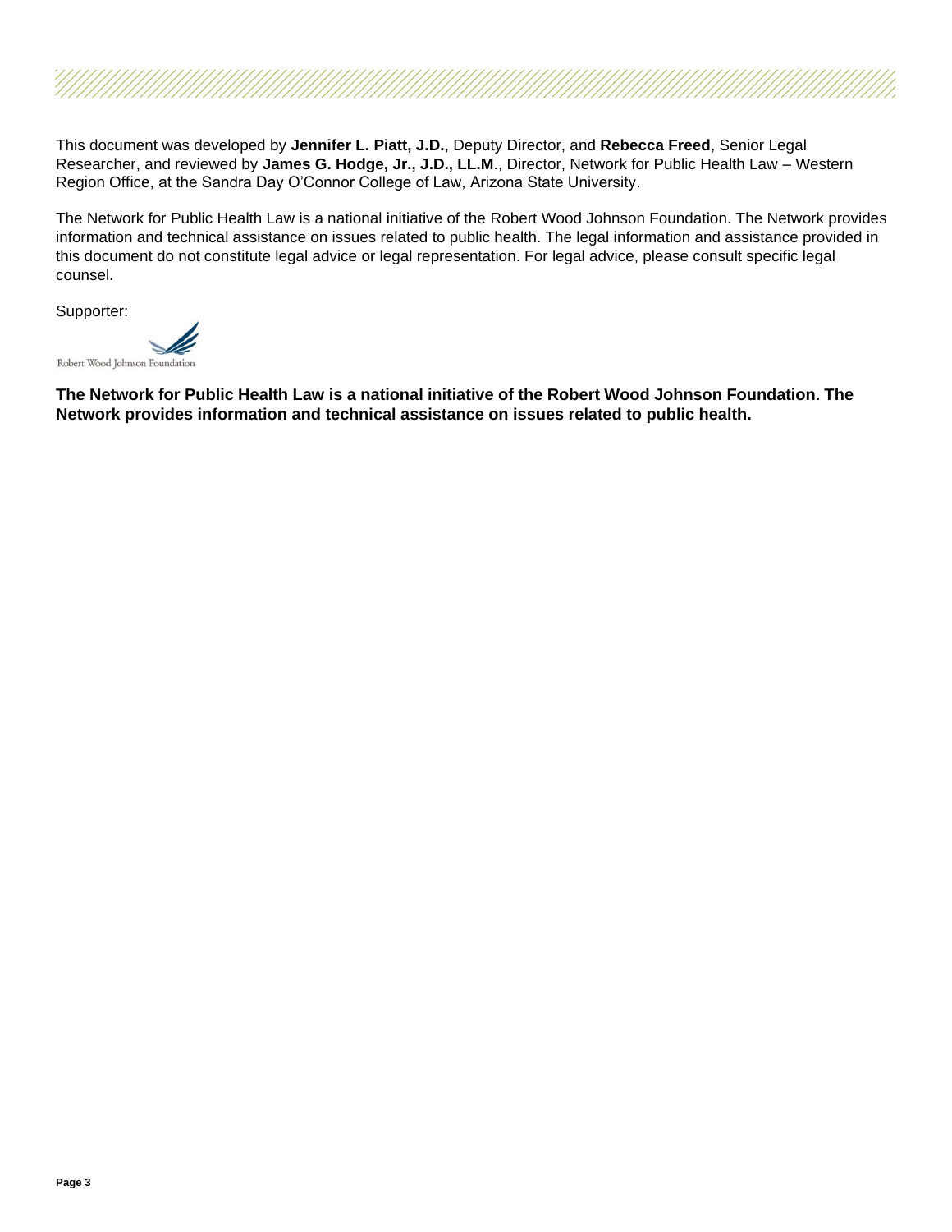This document was developed by **Jennifer L. Piatt, J.D.**, Deputy Director, and **Rebecca Freed**, Senior Legal Researcher, and reviewed by **James G. Hodge, Jr., J.D., LL.M**., Director, Network for Public Health Law – Western Region Office, at the Sandra Day O'Connor College of Law, Arizona State University.

The Network for Public Health Law is a national initiative of the Robert Wood Johnson Foundation. The Network provides information and technical assistance on issues related to public health. The legal information and assistance provided in this document do not constitute legal advice or legal representation. For legal advice, please consult specific legal counsel.

Supporter:

Robert Wood Johnson Foundation

**The Network for Public Health Law is a national initiative of the Robert Wood Johnson Foundation. The Network provides information and technical assistance on issues related to public health.**